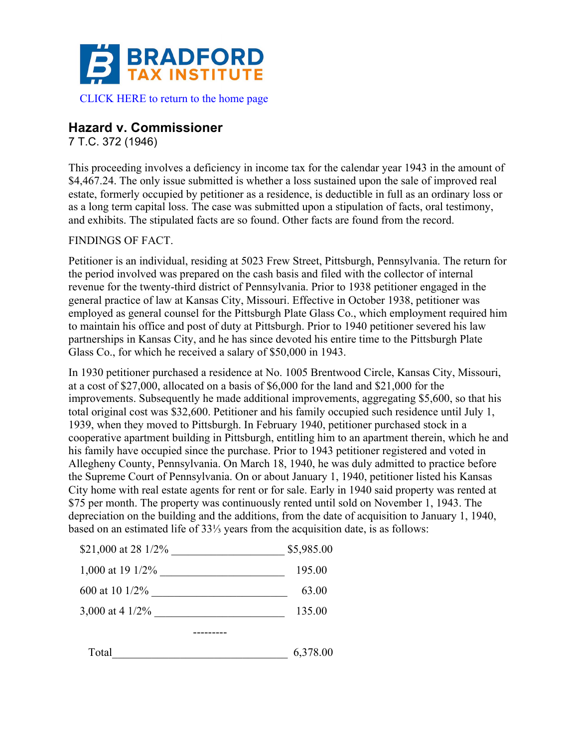BRADFORD TAX INSTITUTE

CLICK HERE to return to the home page

## Hazard v. Commissioner

7 T.C. 372 (1946)

This proceeding involves a deficiency in income tax for the calendar year 1943 in the amount of $4,467.24. The only issue submitted is whether a loss sustained upon the sale of improved real estate, formerly occupied by petitioner as a residence, is deductible in full as an ordinary loss or as a long term capital loss. The case was submitted upon a stipulation of facts, oral testimony, and exhibits. The stipulated facts are so found. Other facts are found from the record.

FINDINGS OF FACT.

Petitioner is an individual, residing at 5023 Frew Street, Pittsburgh, Pennsylvania. The return for the period involved was prepared on the cash basis and filed with the collector of internal revenue for the twenty-third district of Pennsylvania. Prior to 1938 petitioner engaged in the general practice of law at Kansas City, Missouri. Effective in October 1938, petitioner was employed as general counsel for the Pittsburgh Plate Glass Co., which employment required him to maintain his office and post of duty at Pittsburgh. Prior to 1940 petitioner severed his law partnerships in Kansas City, and he has since devoted his entire time to the Pittsburgh Plate Glass Co., for which he received a salary of $50,000 in 1943.

In 1930 petitioner purchased a residence at No. 1005 Brentwood Circle, Kansas City, Missouri, at a cost of $27,000, allocated on a basis of $6,000 for the land and $21,000 for the improvements. Subsequently he made additional improvements, aggregating $5,600, so that his total original cost was $32,600. Petitioner and his family occupied such residence until July 1, 1939, when they moved to Pittsburgh. In February 1940, petitioner purchased stock in a cooperative apartment building in Pittsburgh, entitling him to an apartment therein, which he and his family have occupied since the purchase. Prior to 1943 petitioner registered and voted in Allegheny County, Pennsylvania. On March 18, 1940, he was duly admitted to practice before the Supreme Court of Pennsylvania. On or about January 1, 1940, petitioner listed his Kansas City home with real estate agents for rent or for sale. Early in 1940 said property was rented at $75 per month. The property was continuously rented until sold on November 1, 1943. The depreciation on the building and the additions, from the date of acquisition to January 1, 1940, based on an estimated life of 33⅓ years from the acquisition date, is as follows:

| | |
|---|---|
| $21,000 at 28 1/2% | $5,985.00 |
| 1,000 at 19 1/2% | 195.00 |
| 600 at 10 1/2% | 63.00 |
| 3,000 at 4 1/2% | 135.00 |
| Total | 6,378.00 |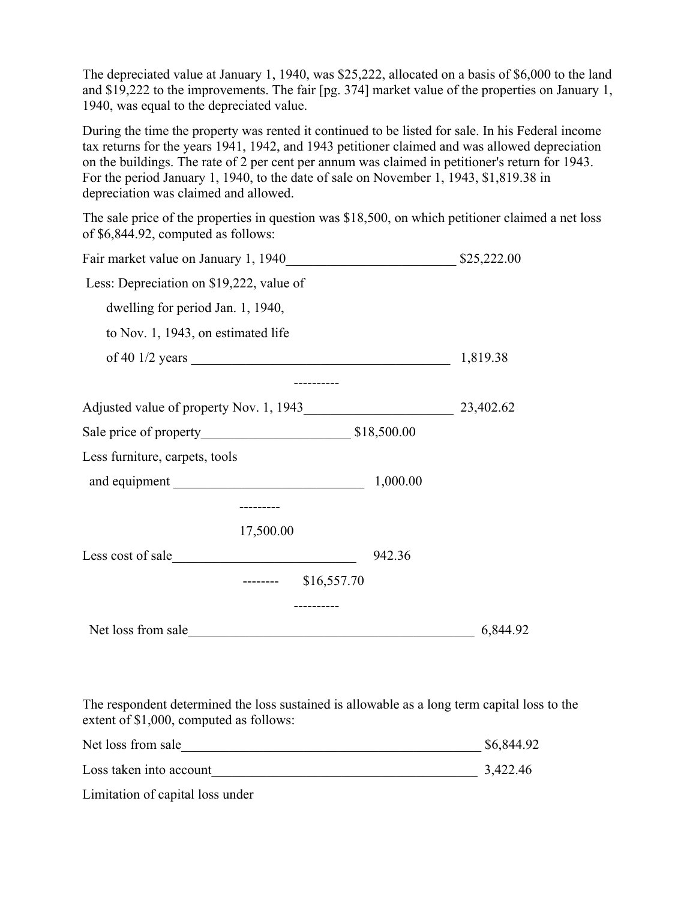The depreciated value at January 1, 1940, was $25,222, allocated on a basis of $6,000 to the land and $19,222 to the improvements. The fair [pg. 374] market value of the properties on January 1, 1940, was equal to the depreciated value.

During the time the property was rented it continued to be listed for sale. In his Federal income tax returns for the years 1941, 1942, and 1943 petitioner claimed and was allowed depreciation on the buildings. The rate of 2 per cent per annum was claimed in petitioner's return for 1943. For the period January 1, 1940, to the date of sale on November 1, 1943, $1,819.38 in depreciation was claimed and allowed.

The sale price of the properties in question was $18,500, on which petitioner claimed a net loss of $6,844.92, computed as follows:

| | | | |
|---|---|---|---|
| Fair market value on January 1, 1940 | | | $25,222.00 |
| Less: Depreciation on $19,222, value of dwelling for period Jan. 1, 1940, to Nov. 1, 1943, on estimated life of 40 1/2 years | | | 1,819.38 |
| | | | ---------- |
| Adjusted value of property Nov. 1, 1943 | | | 23,402.62 |
| Sale price of property | | $18,500.00 | |
| Less furniture, carpets, tools and equipment | | 1,000.00 | |
| | --------- | | |
| | 17,500.00 | | |
| Less cost of sale | | 942.36 | |
| | -------- | $16,557.70 | |
| | | ---------- | |
| Net loss from sale | | | 6,844.92 |

The respondent determined the loss sustained is allowable as a long term capital loss to the extent of $1,000, computed as follows:

| | |
|---|---|
| Net loss from sale | $6,844.92 |
| Loss taken into account | 3,422.46 |
| Limitation of capital loss under | |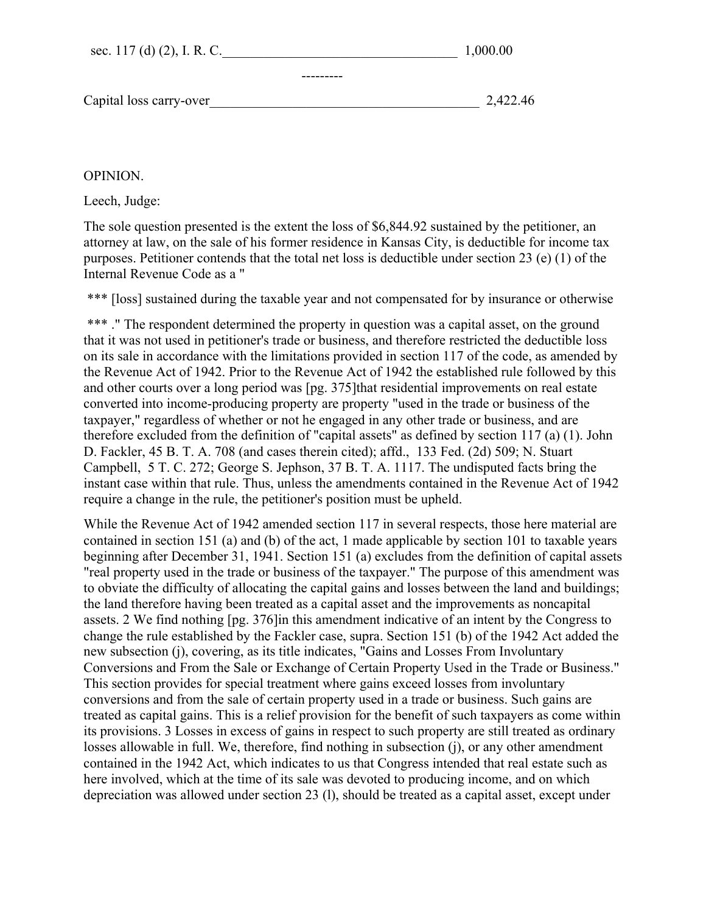| | |
|---|---|
| sec. 117 (d) (2), I. R. C.___________________________________ | 1,000.00 |
| --------- | |
| Capital loss carry-over________________________________________ | 2,422.46 |

OPINION.

Leech, Judge:

The sole question presented is the extent the loss of $6,844.92 sustained by the petitioner, an attorney at law, on the sale of his former residence in Kansas City, is deductible for income tax purposes. Petitioner contends that the total net loss is deductible under section 23 (e) (1) of the Internal Revenue Code as a "

*** [loss] sustained during the taxable year and not compensated for by insurance or otherwise

*** ." The respondent determined the property in question was a capital asset, on the ground that it was not used in petitioner's trade or business, and therefore restricted the deductible loss on its sale in accordance with the limitations provided in section 117 of the code, as amended by the Revenue Act of 1942. Prior to the Revenue Act of 1942 the established rule followed by this and other courts over a long period was [pg. 375]that residential improvements on real estate converted into income-producing property are property "used in the trade or business of the taxpayer," regardless of whether or not he engaged in any other trade or business, and are therefore excluded from the definition of "capital assets" as defined by section 117 (a) (1). John D. Fackler, 45 B. T. A. 708 (and cases therein cited); affd., 133 Fed. (2d) 509; N. Stuart Campbell, 5 T. C. 272; George S. Jephson, 37 B. T. A. 1117. The undisputed facts bring the instant case within that rule. Thus, unless the amendments contained in the Revenue Act of 1942 require a change in the rule, the petitioner's position must be upheld.

While the Revenue Act of 1942 amended section 117 in several respects, those here material are contained in section 151 (a) and (b) of the act, 1 made applicable by section 101 to taxable years beginning after December 31, 1941. Section 151 (a) excludes from the definition of capital assets "real property used in the trade or business of the taxpayer." The purpose of this amendment was to obviate the difficulty of allocating the capital gains and losses between the land and buildings; the land therefore having been treated as a capital asset and the improvements as noncapital assets. 2 We find nothing [pg. 376]in this amendment indicative of an intent by the Congress to change the rule established by the Fackler case, supra. Section 151 (b) of the 1942 Act added the new subsection (j), covering, as its title indicates, "Gains and Losses From Involuntary Conversions and From the Sale or Exchange of Certain Property Used in the Trade or Business." This section provides for special treatment where gains exceed losses from involuntary conversions and from the sale of certain property used in a trade or business. Such gains are treated as capital gains. This is a relief provision for the benefit of such taxpayers as come within its provisions. 3 Losses in excess of gains in respect to such property are still treated as ordinary losses allowable in full. We, therefore, find nothing in subsection (j), or any other amendment contained in the 1942 Act, which indicates to us that Congress intended that real estate such as here involved, which at the time of its sale was devoted to producing income, and on which depreciation was allowed under section 23 (l), should be treated as a capital asset, except under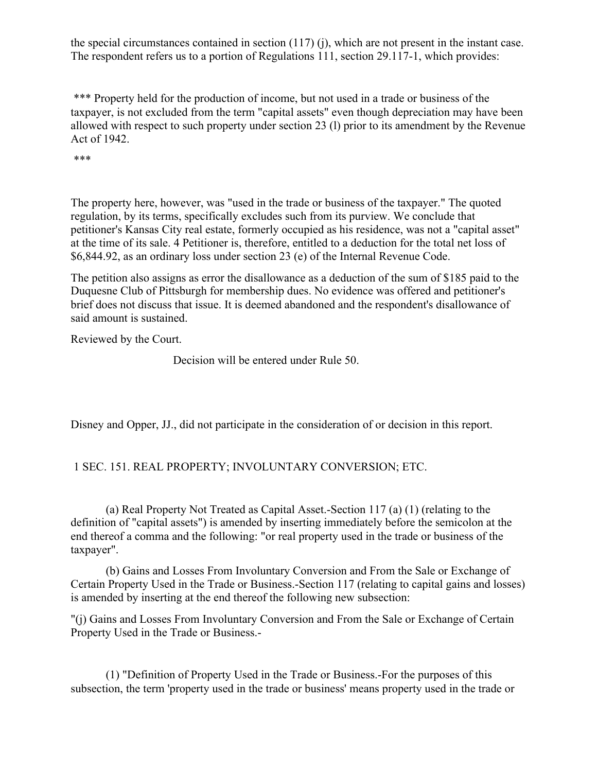the special circumstances contained in section (117) (j), which are not present in the instant case. The respondent refers us to a portion of Regulations 111, section 29.117-1, which provides:

*** Property held for the production of income, but not used in a trade or business of the taxpayer, is not excluded from the term "capital assets" even though depreciation may have been allowed with respect to such property under section 23 (l) prior to its amendment by the Revenue Act of 1942.

***

The property here, however, was "used in the trade or business of the taxpayer." The quoted regulation, by its terms, specifically excludes such from its purview. We conclude that petitioner's Kansas City real estate, formerly occupied as his residence, was not a "capital asset" at the time of its sale. 4 Petitioner is, therefore, entitled to a deduction for the total net loss of $6,844.92, as an ordinary loss under section 23 (e) of the Internal Revenue Code.

The petition also assigns as error the disallowance as a deduction of the sum of $185 paid to the Duquesne Club of Pittsburgh for membership dues. No evidence was offered and petitioner's brief does not discuss that issue. It is deemed abandoned and the respondent's disallowance of said amount is sustained.

Reviewed by the Court.

Decision will be entered under Rule 50.

Disney and Opper, JJ., did not participate in the consideration of or decision in this report.

1 SEC. 151. REAL PROPERTY; INVOLUNTARY CONVERSION; ETC.

(a) Real Property Not Treated as Capital Asset.-Section 117 (a) (1) (relating to the definition of "capital assets") is amended by inserting immediately before the semicolon at the end thereof a comma and the following: "or real property used in the trade or business of the taxpayer".

(b) Gains and Losses From Involuntary Conversion and From the Sale or Exchange of Certain Property Used in the Trade or Business.-Section 117 (relating to capital gains and losses) is amended by inserting at the end thereof the following new subsection:

"(j) Gains and Losses From Involuntary Conversion and From the Sale or Exchange of Certain Property Used in the Trade or Business.-

(1) "Definition of Property Used in the Trade or Business.-For the purposes of this subsection, the term 'property used in the trade or business' means property used in the trade or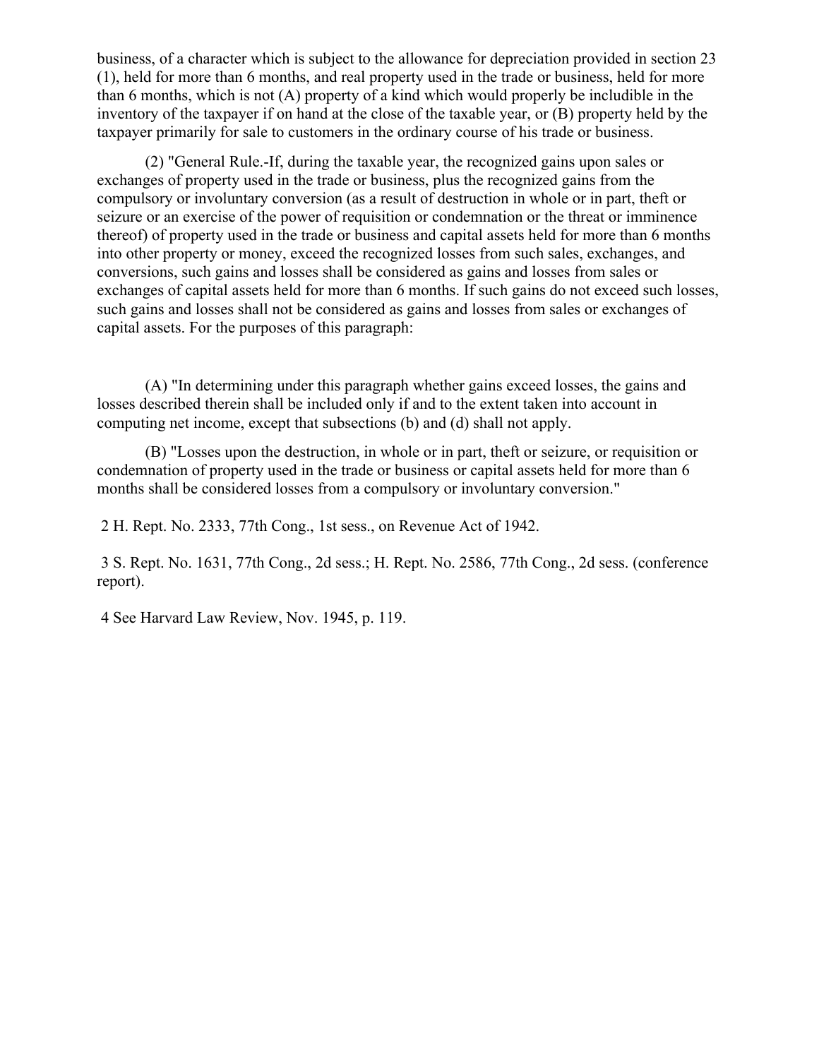business, of a character which is subject to the allowance for depreciation provided in section 23 (1), held for more than 6 months, and real property used in the trade or business, held for more than 6 months, which is not (A) property of a kind which would properly be includible in the inventory of the taxpayer if on hand at the close of the taxable year, or (B) property held by the taxpayer primarily for sale to customers in the ordinary course of his trade or business.

(2) "General Rule.-If, during the taxable year, the recognized gains upon sales or exchanges of property used in the trade or business, plus the recognized gains from the compulsory or involuntary conversion (as a result of destruction in whole or in part, theft or seizure or an exercise of the power of requisition or condemnation or the threat or imminence thereof) of property used in the trade or business and capital assets held for more than 6 months into other property or money, exceed the recognized losses from such sales, exchanges, and conversions, such gains and losses shall be considered as gains and losses from sales or exchanges of capital assets held for more than 6 months. If such gains do not exceed such losses, such gains and losses shall not be considered as gains and losses from sales or exchanges of capital assets. For the purposes of this paragraph:

(A) "In determining under this paragraph whether gains exceed losses, the gains and losses described therein shall be included only if and to the extent taken into account in computing net income, except that subsections (b) and (d) shall not apply.

(B) "Losses upon the destruction, in whole or in part, theft or seizure, or requisition or condemnation of property used in the trade or business or capital assets held for more than 6 months shall be considered losses from a compulsory or involuntary conversion."

2 H. Rept. No. 2333, 77th Cong., 1st sess., on Revenue Act of 1942.

3 S. Rept. No. 1631, 77th Cong., 2d sess.; H. Rept. No. 2586, 77th Cong., 2d sess. (conference report).

4 See Harvard Law Review, Nov. 1945, p. 119.